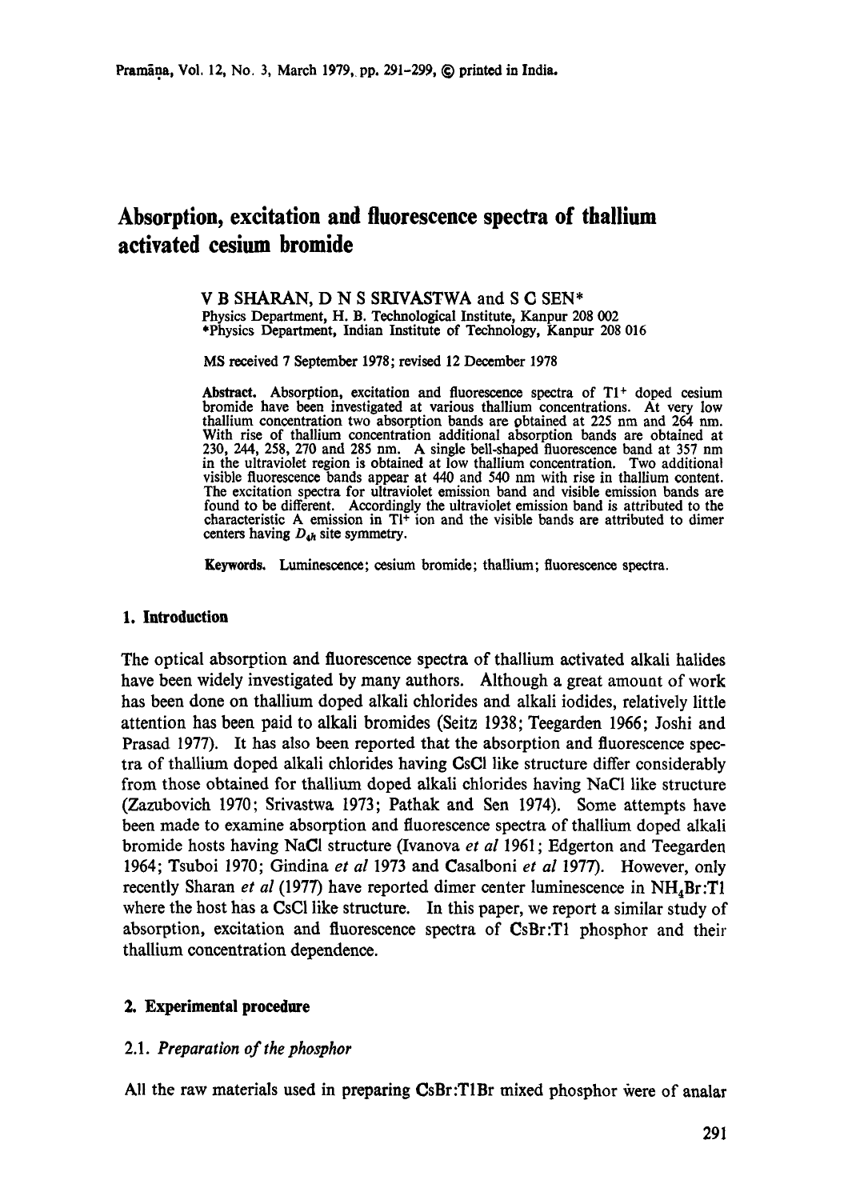# Absorption, excitation and fluorescence spectra of thallium activated cesium bromide

V B SHARAN, D N S SRIVASTWA and S C SEN*

Physics Department, H. B. Technological Institute, Kanpur 208 002

*Physics Department, Indian Institute of Technology, Kanpur 208 016

MS received 7 September 1978; revised 12 December 1978

**Abstract.** Absorption, excitation and fluorescence spectra of $Tl^+$ doped cesium bromide have been investigated at various thallium concentrations. At very low thallium concentration two absorption bands are obtained at 225 nm and 264 nm. With rise of thallium concentration additional absorption bands are obtained at 230, 244, 258, 270 and 285 nm. A single bell-shaped fluorescence band at 357 nm in the ultraviolet region is obtained at low thallium concentration. Two additional visible fluorescence bands appear at 440 and 540 nm with rise in thallium content. The excitation spectra for ultraviolet emission band and visible emission bands are found to be different. Accordingly the ultraviolet emission band is attributed to the characteristic A emission in $Tl^+$ ion and the visible bands are attributed to dimer centers having $D_{4h}$ site symmetry.

**Keywords.** Luminescence; cesium bromide; thallium; fluorescence spectra.

## 1. Introduction

The optical absorption and fluorescence spectra of thallium activated alkali halides have been widely investigated by many authors. Although a great amount of work has been done on thallium doped alkali chlorides and alkali iodides, relatively little attention has been paid to alkali bromides (Seitz 1938; Teegarden 1966; Joshi and Prasad 1977). It has also been reported that the absorption and fluorescence spectra of thallium doped alkali chlorides having CsCl like structure differ considerably from those obtained for thallium doped alkali chlorides having NaCl like structure (Zazubovich 1970; Srivastwa 1973; Pathak and Sen 1974). Some attempts have been made to examine absorption and fluorescence spectra of thallium doped alkali bromide hosts having NaCl structure (Ivanova *et al* 1961; Edgerton and Teegarden 1964; Tsuboi 1970; Gindina *et al* 1973 and Casalboni *et al* 1977). However, only recently Sharan *et al* (1977) have reported dimer center luminescence in $NH_4Br$:Tl where the host has a CsCl like structure. In this paper, we report a similar study of absorption, excitation and fluorescence spectra of CsBr:Tl phosphor and their thallium concentration dependence.

## 2. Experimental procedure

### 2.1. *Preparation of the phosphor*

All the raw materials used in preparing CsBr:TlBr mixed phosphor were of analar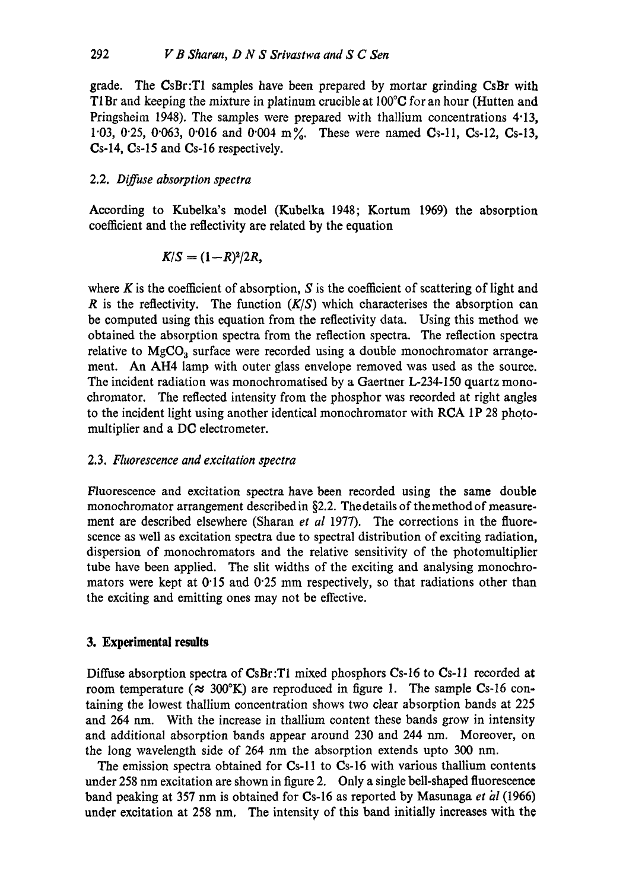grade. The CsBr:Tl samples have been prepared by mortar grinding CsBr with TlBr and keeping the mixture in platinum crucible at 100°C for an hour (Hutten and Pringsheim 1948). The samples were prepared with thallium concentrations 4·13, 1·03, 0·25, 0·063, 0·016 and 0·004 m%. These were named Cs-11, Cs-12, Cs-13, Cs-14, Cs-15 and Cs-16 respectively.

### 2.2. *Diffuse absorption spectra*

According to Kubelka's model (Kubelka 1948; Kortum 1969) the absorption coefficient and the reflectivity are related by the equation

$$K/S = (1-R)^2/2R,$$

where $K$ is the coefficient of absorption, $S$ is the coefficient of scattering of light and $R$ is the reflectivity. The function $(K/S)$ which characterises the absorption can be computed using this equation from the reflectivity data. Using this method we obtained the absorption spectra from the reflection spectra. The reflection spectra relative to $MgCO_3$ surface were recorded using a double monochromator arrangement. An AH4 lamp with outer glass envelope removed was used as the source. The incident radiation was monochromatised by a Gaertner L-234-150 quartz monochromator. The reflected intensity from the phosphor was recorded at right angles to the incident light using another identical monochromator with RCA 1P 28 photomultiplier and a DC electrometer.

### 2.3. *Fluorescence and excitation spectra*

Fluorescence and excitation spectra have been recorded using the same double monochromator arrangement described in §2.2. The details of the method of measurement are described elsewhere (Sharan *et al* 1977). The corrections in the fluorescence as well as excitation spectra due to spectral distribution of exciting radiation, dispersion of monochromators and the relative sensitivity of the photomultiplier tube have been applied. The slit widths of the exciting and analysing monochromators were kept at 0·15 and 0·25 mm respectively, so that radiations other than the exciting and emitting ones may not be effective.

## 3. Experimental results

Diffuse absorption spectra of CsBr:Tl mixed phosphors Cs-16 to Cs-11 recorded at room temperature (≈ 300°K) are reproduced in figure 1. The sample Cs-16 containing the lowest thallium concentration shows two clear absorption bands at 225 and 264 nm. With the increase in thallium content these bands grow in intensity and additional absorption bands appear around 230 and 244 nm. Moreover, on the long wavelength side of 264 nm the absorption extends upto 300 nm.

The emission spectra obtained for Cs-11 to Cs-16 with various thallium contents under 258 nm excitation are shown in figure 2. Only a single bell-shaped fluorescence band peaking at 357 nm is obtained for Cs-16 as reported by Masunaga *et al* (1966) under excitation at 258 nm. The intensity of this band initially increases with the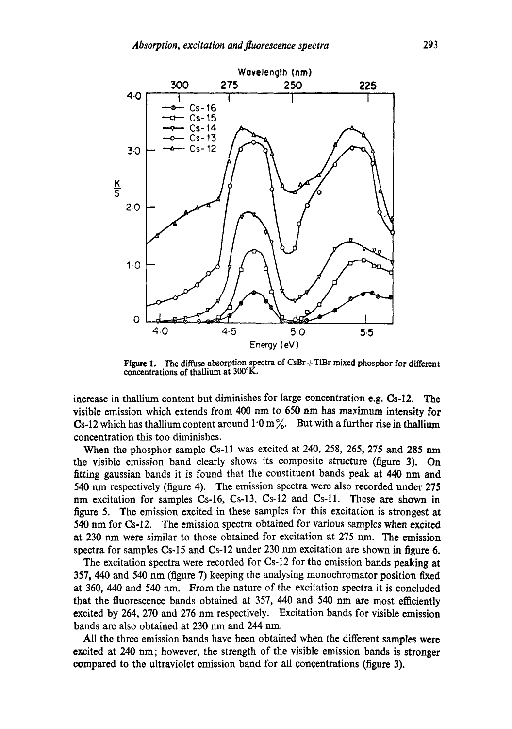Figure 1. The diffuse absorption spectra of CsBr+TlBr mixed phosphor for different concentrations of thallium at 300°K.

increase in thallium content but diminishes for large concentration e.g. Cs-12. The visible emission which extends from 400 nm to 650 nm has maximum intensity for Cs-12 which has thallium content around 1·0 m%. But with a further rise in thallium concentration this too diminishes.

When the phosphor sample Cs-11 was excited at 240, 258, 265, 275 and 285 nm the visible emission band clearly shows its composite structure (figure 3). On fitting gaussian bands it is found that the constituent bands peak at 440 nm and 540 nm respectively (figure 4). The emission spectra were also recorded under 275 nm excitation for samples Cs-16, Cs-13, Cs-12 and Cs-11. These are shown in figure 5. The emission excited in these samples for this excitation is strongest at 540 nm for Cs-12. The emission spectra obtained for various samples when excited at 230 nm were similar to those obtained for excitation at 275 nm. The emission spectra for samples Cs-15 and Cs-12 under 230 nm excitation are shown in figure 6.

The excitation spectra were recorded for Cs-12 for the emission bands peaking at 357, 440 and 540 nm (figure 7) keeping the analysing monochromator position fixed at 360, 440 and 540 nm. From the nature of the excitation spectra it is concluded that the fluorescence bands obtained at 357, 440 and 540 nm are most efficiently excited by 264, 270 and 276 nm respectively. Excitation bands for visible emission bands are also obtained at 230 nm and 244 nm.

All the three emission bands have been obtained when the different samples were excited at 240 nm; however, the strength of the visible emission bands is stronger compared to the ultraviolet emission band for all concentrations (figure 3).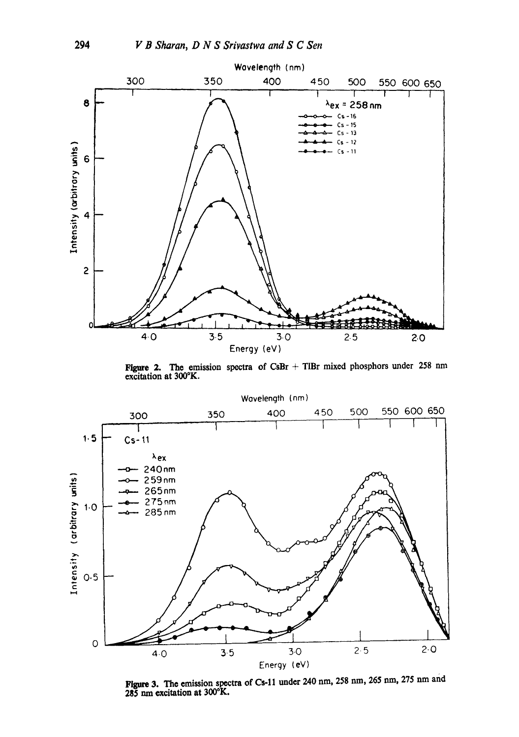**Figure 2.** The emission spectra of CsBr + TlBr mixed phosphors under 258 nm excitation at 300°K.

**Figure 3.** The emission spectra of Cs-11 under 240 nm, 258 nm, 265 nm, 275 nm and 285 nm excitation at 300°K.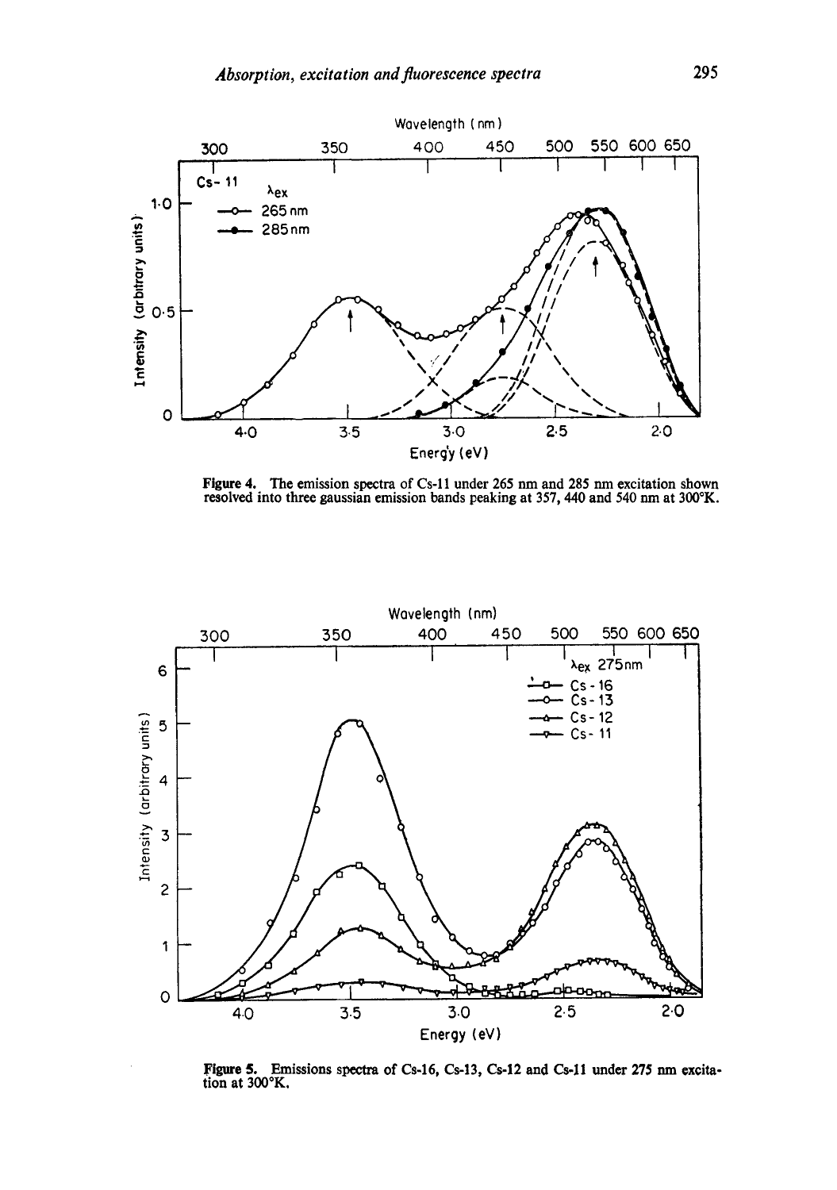**Figure 4.** The emission spectra of Cs-11 under 265 nm and 285 nm excitation shown resolved into three gaussian emission bands peaking at 357, 440 and 540 nm at 300°K.

**Figure 5.** Emissions spectra of Cs-16, Cs-13, Cs-12 and Cs-11 under 275 nm excitation at 300°K.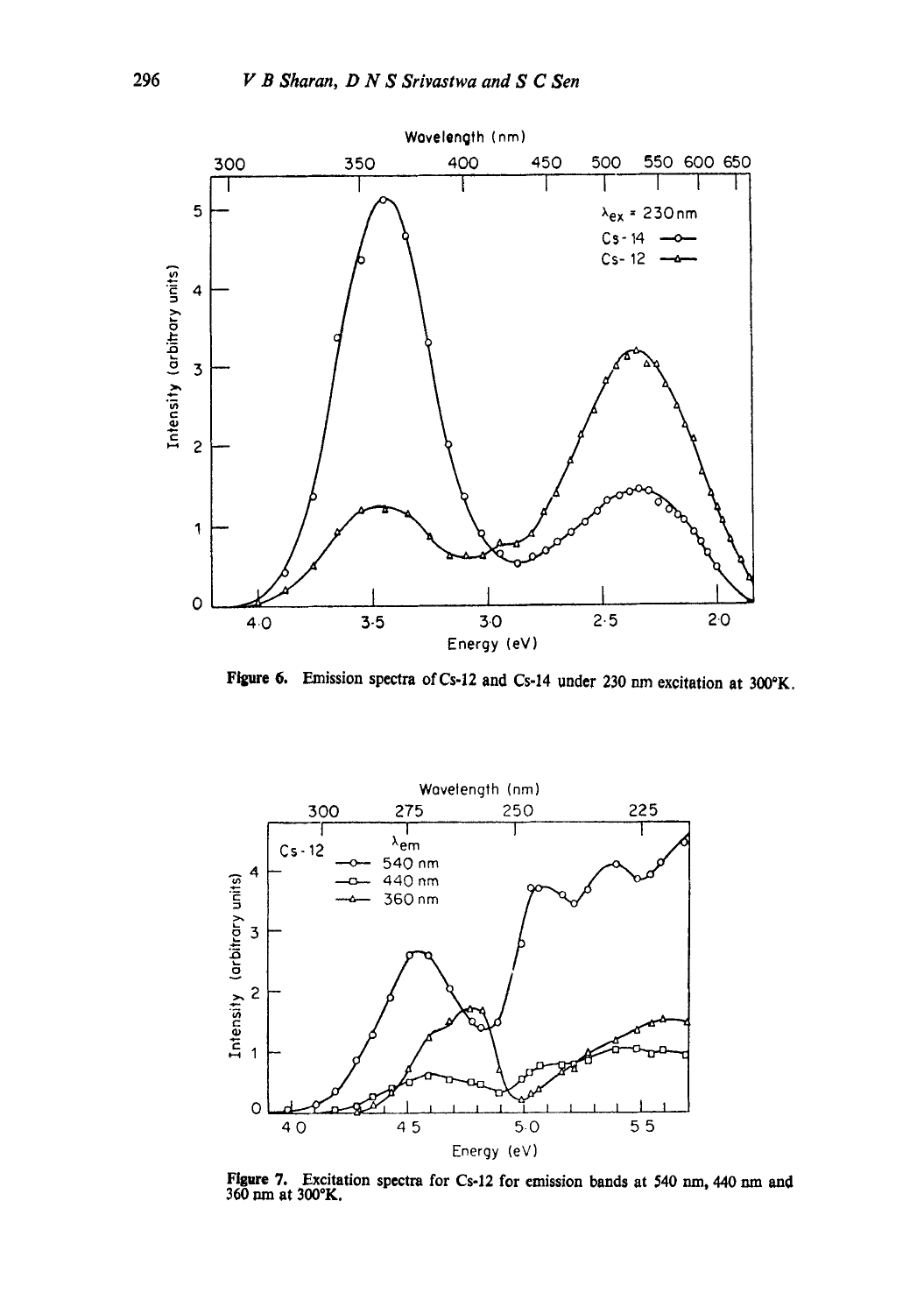**Figure 6.** Emission spectra of Cs-12 and Cs-14 under 230 nm excitation at 300°K.

**Figure 7.** Excitation spectra for Cs-12 for emission bands at 540 nm, 440 nm and 360 nm at 300°K.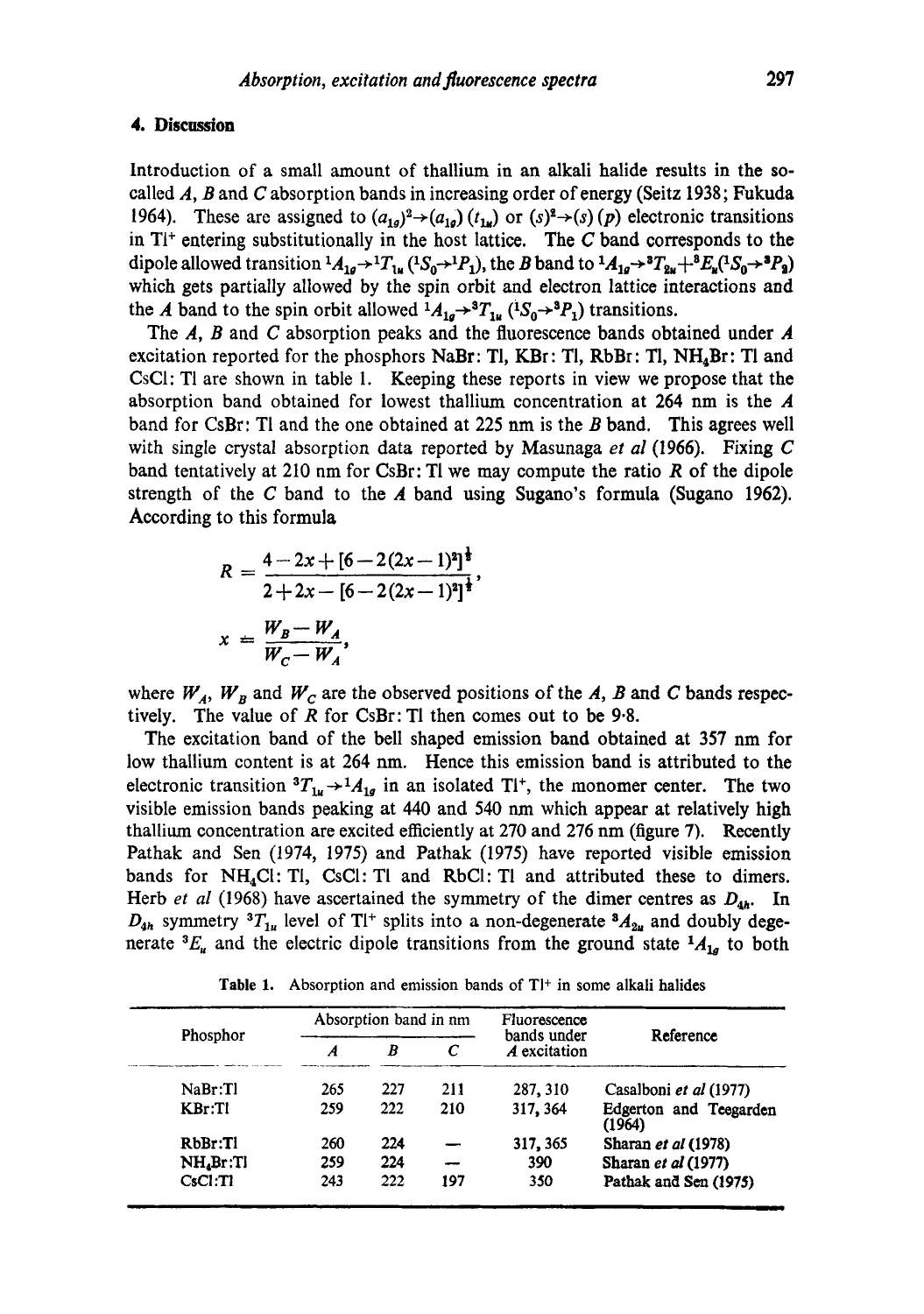## 4. Discussion

Introduction of a small amount of thallium in an alkali halide results in the so-called *A*, *B* and *C* absorption bands in increasing order of energy (Seitz 1938; Fukuda 1964). These are assigned to $(a_{1g})^2 \rightarrow (a_{1g})(t_{1u})$ or $(s)^2 \rightarrow (s)(p)$ electronic transitions in $Tl^+$ entering substitutionally in the host lattice. The *C* band corresponds to the dipole allowed transition ${}^1A_{1g} \rightarrow {}^1T_{1u}$ (${}^1S_0 \rightarrow {}^1P_1$), the *B* band to ${}^1A_{1g} \rightarrow {}^3T_{2u} + {}^3E_u({}^1S_0 \rightarrow {}^3P_2)$ which gets partially allowed by the spin orbit and electron lattice interactions and the *A* band to the spin orbit allowed ${}^1A_{1g} \rightarrow {}^3T_{1u}$ (${}^1S_0 \rightarrow {}^3P_1$) transitions.

The *A*, *B* and *C* absorption peaks and the fluorescence bands obtained under *A* excitation reported for the phosphors NaBr: Tl, KBr: Tl, RbBr: Tl, $NH_4Br$: Tl and CsCl: Tl are shown in table 1. Keeping these reports in view we propose that the absorption band obtained for lowest thallium concentration at 264 nm is the *A* band for CsBr: Tl and the one obtained at 225 nm is the *B* band. This agrees well with single crystal absorption data reported by Masunaga *et al* (1966). Fixing *C* band tentatively at 210 nm for CsBr: Tl we may compute the ratio *R* of the dipole strength of the *C* band to the *A* band using Sugano's formula (Sugano 1962). According to this formula

$$R = \frac{4 - 2x + [6 - 2(2x-1)^2]^{\frac{1}{2}}}{2 + 2x - [6 - 2(2x-1)^2]^{\frac{1}{2}}},$$

$$x = \frac{W_B - W_A}{W_C - W_A},$$

where $W_A$, $W_B$ and $W_C$ are the observed positions of the *A*, *B* and *C* bands respectively. The value of *R* for CsBr: Tl then comes out to be 9·8.

The excitation band of the bell shaped emission band obtained at 357 nm for low thallium content is at 264 nm. Hence this emission band is attributed to the electronic transition ${}^3T_{1u} \rightarrow {}^1A_{1g}$ in an isolated $Tl^+$, the monomer center. The two visible emission bands peaking at 440 and 540 nm which appear at relatively high thallium concentration are excited efficiently at 270 and 276 nm (figure 7). Recently Pathak and Sen (1974, 1975) and Pathak (1975) have reported visible emission bands for $NH_4Cl$: Tl, CsCl: Tl and RbCl: Tl and attributed these to dimers. Herb *et al* (1968) have ascertained the symmetry of the dimer centres as $D_{4h}$. In $D_{4h}$ symmetry ${}^3T_{1u}$ level of $Tl^+$ splits into a non-degenerate ${}^3A_{2u}$ and doubly degenerate ${}^3E_u$ and the electric dipole transitions from the ground state ${}^1A_{1g}$ to both

Table 1. Absorption and emission bands of $Tl^+$ in some alkali halides

| Phosphor | Absorption band in nm | | | Fluorescence bands under *A* excitation | Reference |
|---|---|---|---|---|---|
| | *A* | *B* | *C* | | |
| NaBr:Tl | 265 | 227 | 211 | 287, 310 | Casalboni *et al* (1977) |
| KBr:Tl | 259 | 222 | 210 | 317, 364 | Edgerton and Teegarden (1964) |
| RbBr:Tl | 260 | 224 | — | 317, 365 | Sharan *et al* (1978) |
| $NH_4Br$:Tl | 259 | 224 | — | 390 | Sharan *et al* (1977) |
| CsCl:Tl | 243 | 222 | 197 | 350 | Pathak and Sen (1975) |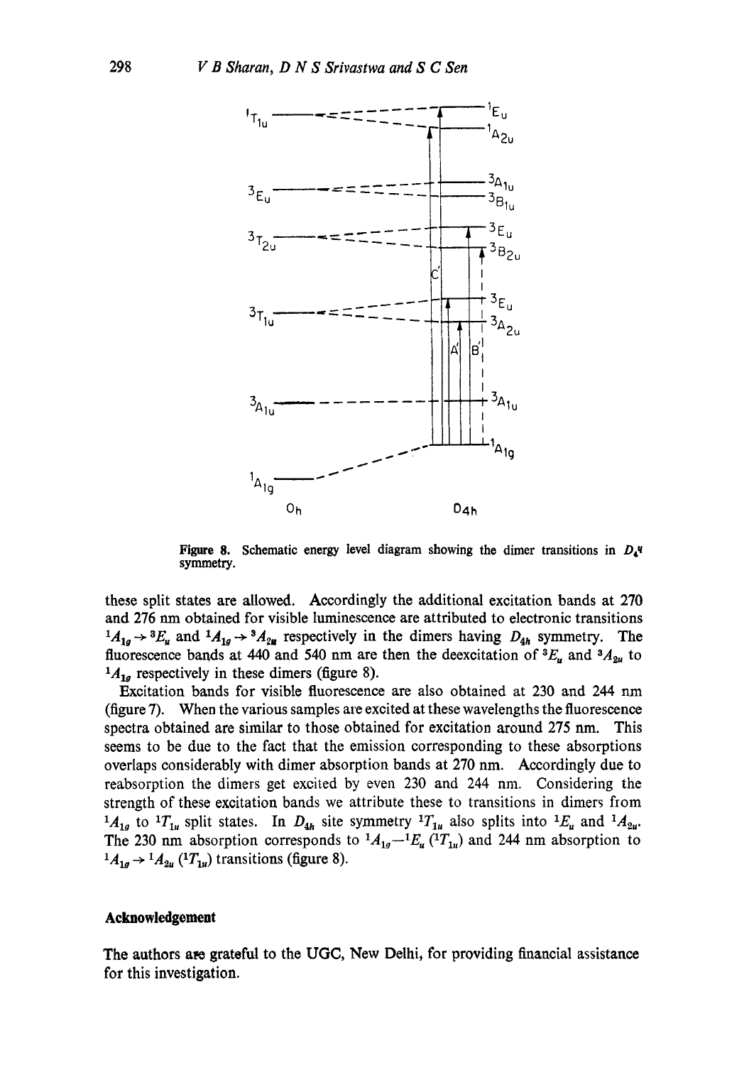Figure 8. Schematic energy level diagram showing the dimer transitions in $D_4^u$ symmetry.

these split states are allowed. Accordingly the additional excitation bands at 270 and 276 nm obtained for visible luminescence are attributed to electronic transitions ${}^1A_{1g} \rightarrow {}^3E_u$ and ${}^1A_{1g} \rightarrow {}^3A_{2u}$ respectively in the dimers having $D_{4h}$ symmetry. The fluorescence bands at 440 and 540 nm are then the deexcitation of ${}^3E_u$ and ${}^3A_{2u}$ to ${}^1A_{1g}$ respectively in these dimers (figure 8).

Excitation bands for visible fluorescence are also obtained at 230 and 244 nm (figure 7). When the various samples are excited at these wavelengths the fluorescence spectra obtained are similar to those obtained for excitation around 275 nm. This seems to be due to the fact that the emission corresponding to these absorptions overlaps considerably with dimer absorption bands at 270 nm. Accordingly due to reabsorption the dimers get excited by even 230 and 244 nm. Considering the strength of these excitation bands we attribute these to transitions in dimers from ${}^1A_{1g}$ to ${}^1T_{1u}$ split states. In $D_{4h}$ site symmetry ${}^1T_{1u}$ also splits into ${}^1E_u$ and ${}^1A_{2u}$. The 230 nm absorption corresponds to ${}^1A_{1g}$—${}^1E_u$ (${}^1T_{1u}$) and 244 nm absorption to ${}^1A_{1g} \rightarrow {}^1A_{2u}$ (${}^1T_{1u}$) transitions (figure 8).

## Acknowledgement

The authors are grateful to the UGC, New Delhi, for providing financial assistance for this investigation.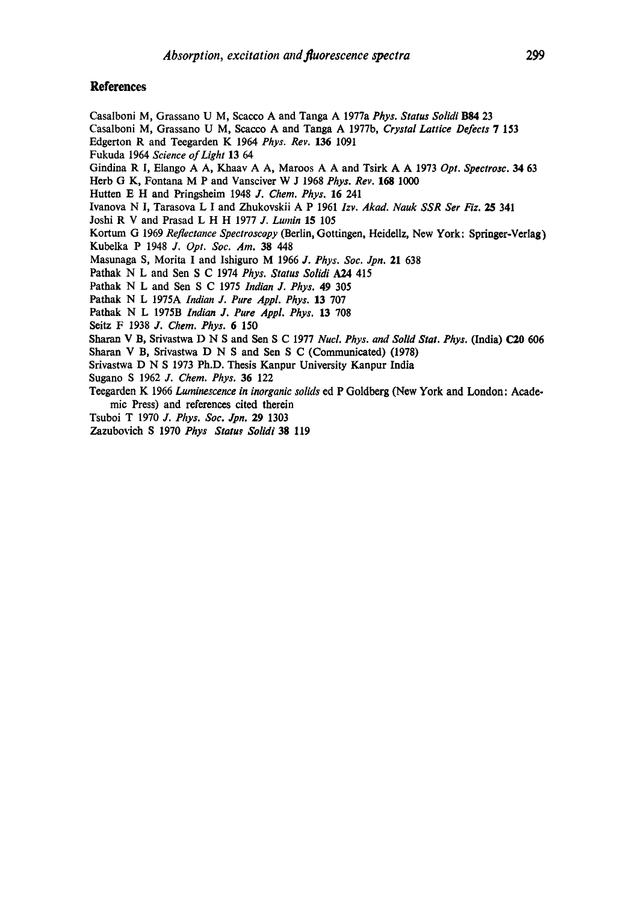## References

Casalboni M, Grassano U M, Scacco A and Tanga A 1977a *Phys. Status Solidi* **B84** 23

Casalboni M, Grassano U M, Scacco A and Tanga A 1977b, *Crystal Lattice Defects* **7** 153

Edgerton R and Teegarden K 1964 *Phys. Rev.* **136** 1091

Fukuda 1964 *Science of Light* **13** 64

Gindina R I, Elango A A, Khaav A A, Maroos A A and Tsirk A A 1973 *Opt. Spectrosc.* **34** 63

Herb G K, Fontana M P and Vansciver W J 1968 *Phys. Rev.* **168** 1000

Hutten E H and Pringsheim 1948 *J. Chem. Phys.* **16** 241

Ivanova N I, Tarasova L I and Zhukovskii A P 1961 *Izv. Akad. Nauk SSR Ser Fiz.* **25** 341

Joshi R V and Prasad L H H 1977 *J. Lumin* **15** 105

Kortum G 1969 *Reflectance Spectroscopy* (Berlin, Gottingen, Heidellz, New York: Springer-Verlag)

Kubelka P 1948 *J. Opt. Soc. Am.* **38** 448

Masunaga S, Morita I and Ishiguro M 1966 *J. Phys. Soc. Jpn.* **21** 638

Pathak N L and Sen S C 1974 *Phys. Status Solidi* **A24** 415

Pathak N L and Sen S C 1975 *Indian J. Phys.* **49** 305

Pathak N L 1975A *Indian J. Pure Appl. Phys.* **13** 707

Pathak N L 1975B *Indian J. Pure Appl. Phys.* **13** 708

Seitz F 1938 *J. Chem. Phys.* **6** 150

Sharan V B, Srivastwa D N S and Sen S C 1977 *Nucl. Phys. and Solid Stat. Phys.* (India) **C20** 606

Sharan V B, Srivastwa D N S and Sen S C (Communicated) (1978)

Srivastwa D N S 1973 Ph.D. Thesis Kanpur University Kanpur India

Sugano S 1962 *J. Chem. Phys.* **36** 122

Teegarden K 1966 *Luminescence in inorganic solids* ed P Goldberg (New York and London: Academic Press) and references cited therein

Tsuboi T 1970 *J. Phys. Soc. Jpn.* **29** 1303

Zazubovich S 1970 *Phys Status Solidi* **38** 119